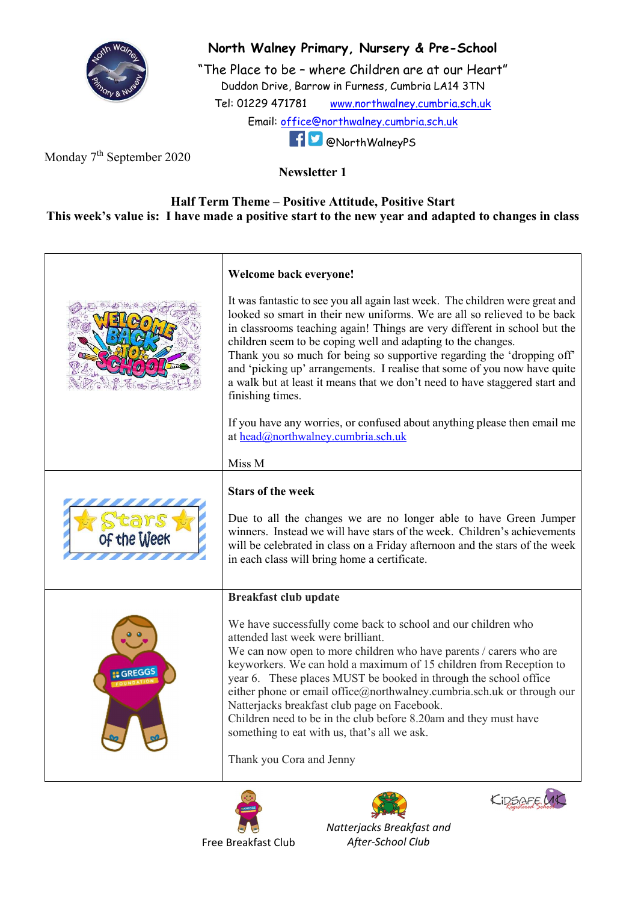# North Walney Primary, Nursery & Pre-School

"The Place to be – where Children are at our Heart"

Duddon Drive, Barrow in Furness, Cumbria LA14 3TN

Tel: 01229 471781 www.northwalney.cumbria.sch.uk

Email: office@northwalney.cumbria.sch.uk

@NorthWalneyPS

Monday 7th September 2020

**Newsletter 1**

**Half Term Theme – Positive Attitude, Positive Start**

**This week's value is: I have made a positive start to the new year and adapted to changes in class**

**Welcome back everyone!**

It was fantastic to see you all again last week. The children were great and looked so smart in their new uniforms. We are all so relieved to be back in classrooms teaching again! Things are very different in school but the children seem to be coping well and adapting to the changes.

Thank you so much for being so supportive regarding the 'dropping off' and 'picking up' arrangements. I realise that some of you now have quite a walk but at least it means that we don't need to have staggered start and finishing times.

If you have any worries, or confused about anything please then email me at head@northwalney.cumbria.sch.uk

Miss M

**Stars of the week**

Due to all the changes we are no longer able to have Green Jumper winners. Instead we will have stars of the week. Children's achievements will be celebrated in class on a Friday afternoon and the stars of the week in each class will bring home a certificate.

**Breakfast club update**

We have successfully come back to school and our children who attended last week were brilliant.

We can now open to more children who have parents / carers who are keyworkers. We can hold a maximum of 15 children from Reception to year 6. These places MUST be booked in through the school office either phone or email office@northwalney.cumbria.sch.uk or through our Natterjacks breakfast club page on Facebook.

Children need to be in the club before 8.20am and they must have something to eat with us, that's all we ask.

Thank you Cora and Jenny

Free Breakfast Club

*Natterjacks Breakfast and After-School Club*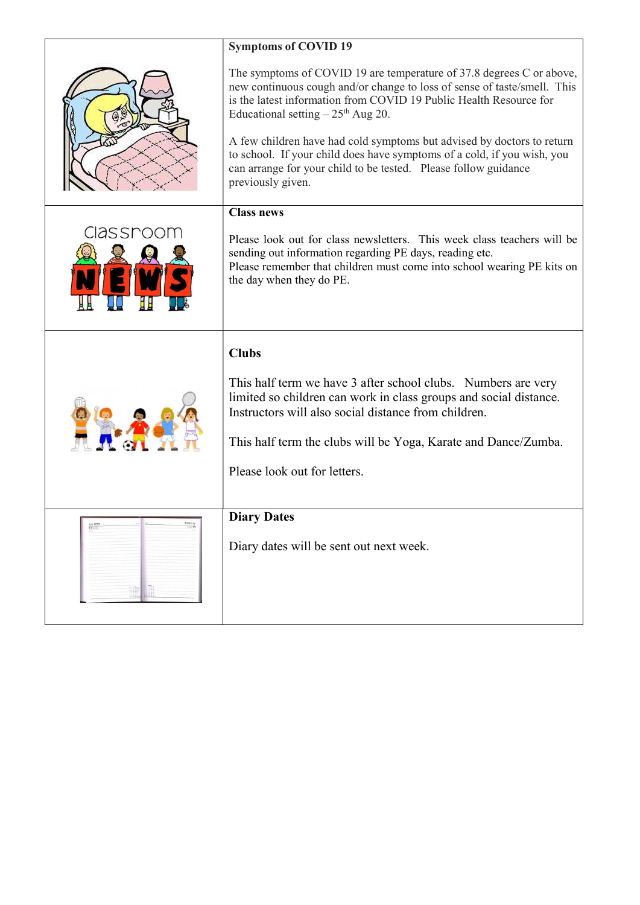**Symptoms of COVID 19**

The symptoms of COVID 19 are temperature of 37.8 degrees C or above, new continuous cough and/or change to loss of sense of taste/smell. This is the latest information from COVID 19 Public Health Resource for Educational setting – 25th Aug 20.

A few children have had cold symptoms but advised by doctors to return to school. If your child does have symptoms of a cold, if you wish, you can arrange for your child to be tested. Please follow guidance previously given.

**Class news**

Please look out for class newsletters. This week class teachers will be sending out information regarding PE days, reading etc.
Please remember that children must come into school wearing PE kits on the day when they do PE.

**Clubs**

This half term we have 3 after school clubs. Numbers are very limited so children can work in class groups and social distance. Instructors will also social distance from children.

This half term the clubs will be Yoga, Karate and Dance/Zumba.

Please look out for letters.

**Diary Dates**

Diary dates will be sent out next week.